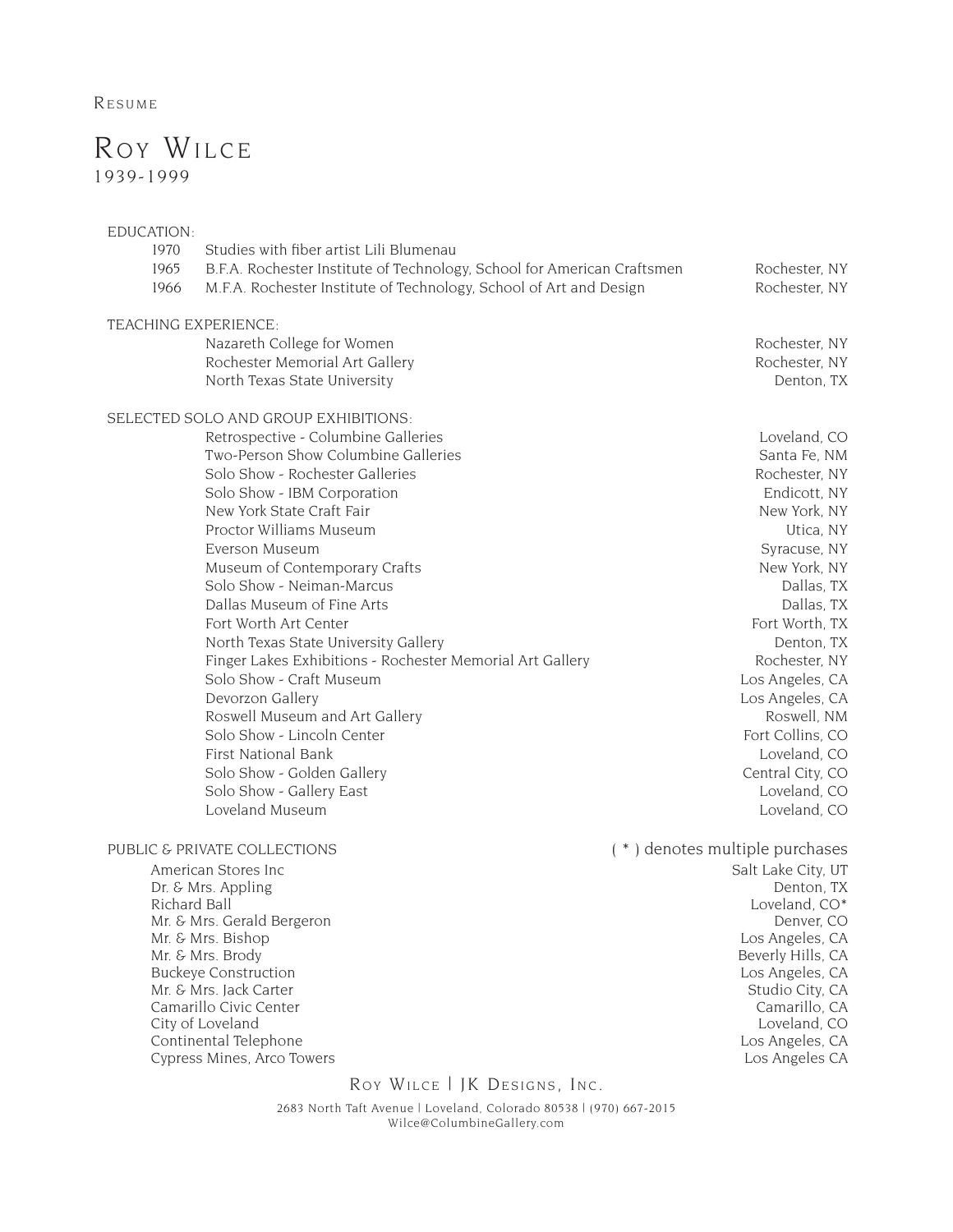Resume

# Roy Wilce

1939-1999

## EDUCATION:

| | | |
|---|---|---|
| 1970 | Studies with fiber artist Lili Blumenau | |
| 1965 | B.F.A. Rochester Institute of Technology, School for American Craftsmen | Rochester, NY |
| 1966 | M.F.A. Rochester Institute of Technology, School of Art and Design | Rochester, NY |

## TEACHING EXPERIENCE:

| | |
|---|---|
| Nazareth College for Women | Rochester, NY |
| Rochester Memorial Art Gallery | Rochester, NY |
| North Texas State University | Denton, TX |

## SELECTED SOLO AND GROUP EXHIBITIONS:

| | |
|---|---|
| Retrospective - Columbine Galleries | Loveland, CO |
| Two-Person Show Columbine Galleries | Santa Fe, NM |
| Solo Show - Rochester Galleries | Rochester, NY |
| Solo Show - IBM Corporation | Endicott, NY |
| New York State Craft Fair | New York, NY |
| Proctor Williams Museum | Utica, NY |
| Everson Museum | Syracuse, NY |
| Museum of Contemporary Crafts | New York, NY |
| Solo Show - Neiman-Marcus | Dallas, TX |
| Dallas Museum of Fine Arts | Dallas, TX |
| Fort Worth Art Center | Fort Worth, TX |
| North Texas State University Gallery | Denton, TX |
| Finger Lakes Exhibitions - Rochester Memorial Art Gallery | Rochester, NY |
| Solo Show - Craft Museum | Los Angeles, CA |
| Devorzon Gallery | Los Angeles, CA |
| Roswell Museum and Art Gallery | Roswell, NM |
| Solo Show - Lincoln Center | Fort Collins, CO |
| First National Bank | Loveland, CO |
| Solo Show - Golden Gallery | Central City, CO |
| Solo Show - Gallery East | Loveland, CO |
| Loveland Museum | Loveland, CO |

## PUBLIC & PRIVATE COLLECTIONS

( * ) denotes multiple purchases

| | |
|---|---|
| American Stores Inc | Salt Lake City, UT |
| Dr. & Mrs. Appling | Denton, TX |
| Richard Ball | Loveland, CO* |
| Mr. & Mrs. Gerald Bergeron | Denver, CO |
| Mr. & Mrs. Bishop | Los Angeles, CA |
| Mr. & Mrs. Brody | Beverly Hills, CA |
| Buckeye Construction | Los Angeles, CA |
| Mr. & Mrs. Jack Carter | Studio City, CA |
| Camarillo Civic Center | Camarillo, CA |
| City of Loveland | Loveland, CO |
| Continental Telephone | Los Angeles, CA |
| Cypress Mines, Arco Towers | Los Angeles CA |

Roy Wilce | JK Designs, Inc.

2683 North Taft Avenue | Loveland, Colorado 80538 | (970) 667-2015
Wilce@ColumbineGallery.com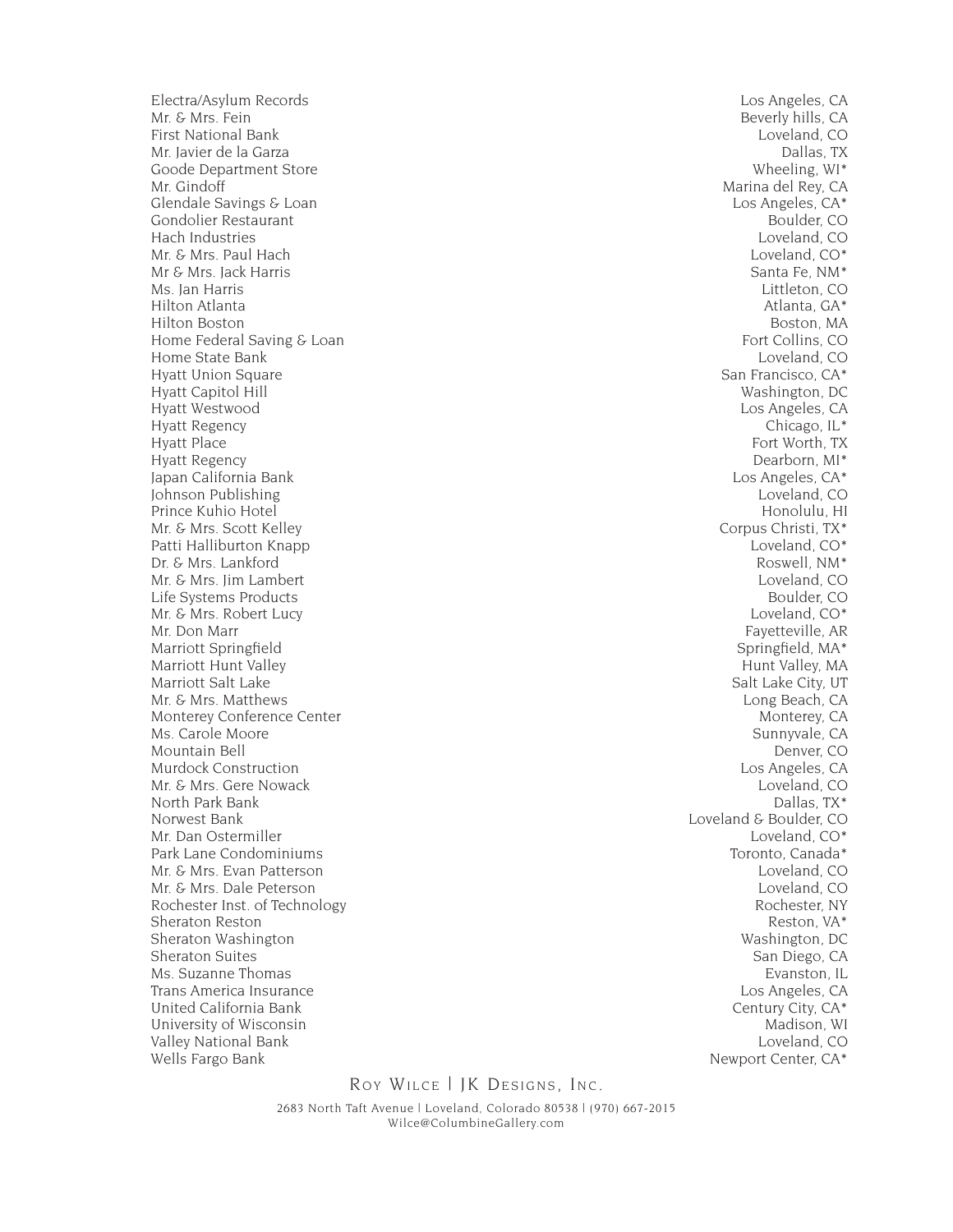| | |
|---|---|
| Electra/Asylum Records | Los Angeles, CA |
| Mr. & Mrs. Fein | Beverly hills, CA |
| First National Bank | Loveland, CO |
| Mr. Javier de la Garza | Dallas, TX |
| Goode Department Store | Wheeling, WI* |
| Mr. Gindoff | Marina del Rey, CA |
| Glendale Savings & Loan | Los Angeles, CA* |
| Gondolier Restaurant | Boulder, CO |
| Hach Industries | Loveland, CO |
| Mr. & Mrs. Paul Hach | Loveland, CO* |
| Mr & Mrs. Jack Harris | Santa Fe, NM* |
| Ms. Jan Harris | Littleton, CO |
| Hilton Atlanta | Atlanta, GA* |
| Hilton Boston | Boston, MA |
| Home Federal Saving & Loan | Fort Collins, CO |
| Home State Bank | Loveland, CO |
| Hyatt Union Square | San Francisco, CA* |
| Hyatt Capitol Hill | Washington, DC |
| Hyatt Westwood | Los Angeles, CA |
| Hyatt Regency | Chicago, IL* |
| Hyatt Place | Fort Worth, TX |
| Hyatt Regency | Dearborn, MI* |
| Japan California Bank | Los Angeles, CA* |
| Johnson Publishing | Loveland, CO |
| Prince Kuhio Hotel | Honolulu, HI |
| Mr. & Mrs. Scott Kelley | Corpus Christi, TX* |
| Patti Halliburton Knapp | Loveland, CO* |
| Dr. & Mrs. Lankford | Roswell, NM* |
| Mr. & Mrs. Jim Lambert | Loveland, CO |
| Life Systems Products | Boulder, CO |
| Mr. & Mrs. Robert Lucy | Loveland, CO* |
| Mr. Don Marr | Fayetteville, AR |
| Marriott Springfield | Springfield, MA* |
| Marriott Hunt Valley | Hunt Valley, MA |
| Marriott Salt Lake | Salt Lake City, UT |
| Mr. & Mrs. Matthews | Long Beach, CA |
| Monterey Conference Center | Monterey, CA |
| Ms. Carole Moore | Sunnyvale, CA |
| Mountain Bell | Denver, CO |
| Murdock Construction | Los Angeles, CA |
| Mr. & Mrs. Gere Nowack | Loveland, CO |
| North Park Bank | Dallas, TX* |
| Norwest Bank | Loveland & Boulder, CO |
| Mr. Dan Ostermiller | Loveland, CO* |
| Park Lane Condominiums | Toronto, Canada* |
| Mr. & Mrs. Evan Patterson | Loveland, CO |
| Mr. & Mrs. Dale Peterson | Loveland, CO |
| Rochester Inst. of Technology | Rochester, NY |
| Sheraton Reston | Reston, VA* |
| Sheraton Washington | Washington, DC |
| Sheraton Suites | San Diego, CA |
| Ms. Suzanne Thomas | Evanston, IL |
| Trans America Insurance | Los Angeles, CA |
| United California Bank | Century City, CA* |
| University of Wisconsin | Madison, WI |
| Valley National Bank | Loveland, CO |
| Wells Fargo Bank | Newport Center, CA* |

Roy Wilce | JK Designs, Inc.

2683 North Taft Avenue | Loveland, Colorado 80538 | (970) 667-2015
Wilce@ColumbineGallery.com